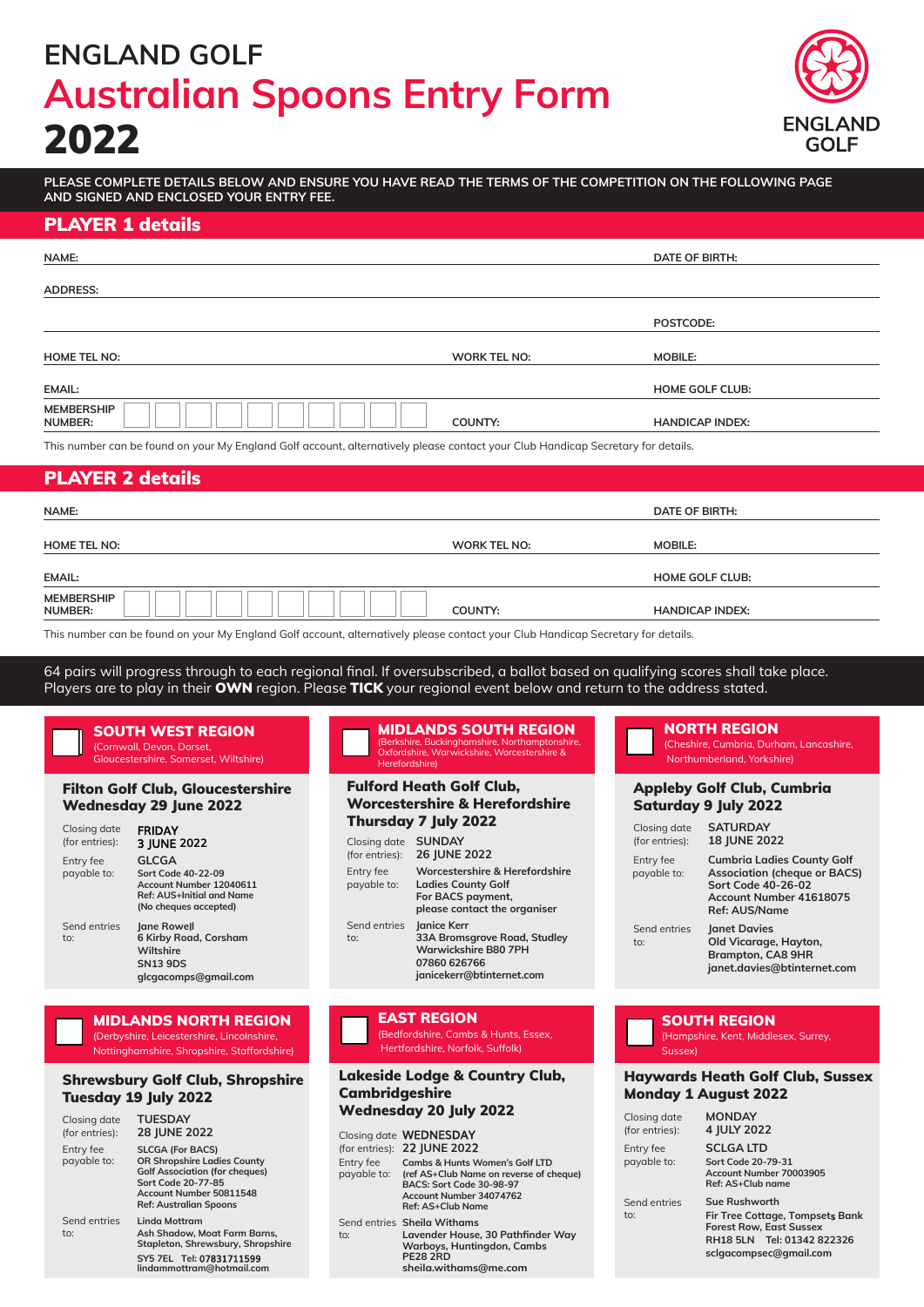# ENGLAND GOLF

# Australian Spoons Entry Form 2022

ENGLAND GOLF

**PLEASE COMPLETE DETAILS BELOW AND ENSURE YOU HAVE READ THE TERMS OF THE COMPETITION ON THE FOLLOWING PAGE AND SIGNED AND ENCLOSED YOUR ENTRY FEE.**

## PLAYER 1 details

NAME: 

DATE OF BIRTH: 

ADDRESS: 

POSTCODE: 

HOME TEL NO: 

WORK TEL NO: 

MOBILE: 

EMAIL: 

HOME GOLF CLUB: 

MEMBERSHIP NUMBER: ☐☐☐☐☐☐☐☐☐☐

COUNTY: 

HANDICAP INDEX: 

This number can be found on your My England Golf account, alternatively please contact your Club Handicap Secretary for details.

## PLAYER 2 details

NAME: 

DATE OF BIRTH: 

HOME TEL NO: 

WORK TEL NO: 

MOBILE: 

EMAIL: 

HOME GOLF CLUB: 

MEMBERSHIP NUMBER: ☐☐☐☐☐☐☐☐☐☐

COUNTY: 

HANDICAP INDEX: 

This number can be found on your My England Golf account, alternatively please contact your Club Handicap Secretary for details.

64 pairs will progress through to each regional final. If oversubscribed, a ballot based on qualifying scores shall take place. Players are to play in their **OWN** region. Please **TICK** your regional event below and return to the address stated.

### ☐ SOUTH WEST REGION
(Cornwall, Devon, Dorset, Gloucestershire, Somerset, Wiltshire)

**Filton Golf Club, Gloucestershire**
**Wednesday 29 June 2022**

Closing date (for entries): **FRIDAY 3 JUNE 2022**

Entry fee payable to: **GLCGA**
**Sort Code 40-22-09**
**Account Number 12040611**
**Ref: AUS+Initial and Name**
**(No cheques accepted)**

Send entries to: **Jane Rowell, 6 Kirby Road, Corsham, Wiltshire, SN13 9DS**
**glcgacomps@gmail.com**

### ☐ MIDLANDS SOUTH REGION
(Berkshire, Buckinghamshire, Northamptonshire, Oxfordshire, Warwickshire, Worcestershire & Herefordshire)

**Fulford Heath Golf Club, Worcestershire & Herefordshire**
**Thursday 7 July 2022**

Closing date (for entries): **SUNDAY 26 JUNE 2022**

Entry fee payable to: **Worcestershire & Herefordshire Ladies County Golf**
**For BACS payment, please contact the organiser**

Send entries to: **Janice Kerr, 33A Bromsgrove Road, Studley, Warwickshire B80 7PH**
**07860 626766**
**janicekerr@btinternet.com**

### ☐ NORTH REGION
(Cheshire, Cumbria, Durham, Lancashire, Northumberland, Yorkshire)

**Appleby Golf Club, Cumbria**
**Saturday 9 July 2022**

Closing date (for entries): **SATURDAY 18 JUNE 2022**

Entry fee payable to: **Cumbria Ladies County Golf Association (cheque or BACS)**
**Sort Code 40-26-02**
**Account Number 41618075**
**Ref: AUS/Name**

Send entries to: **Janet Davies, Old Vicarage, Hayton, Brampton, CA8 9HR**
**janet.davies@btinternet.com**

### ☐ MIDLANDS NORTH REGION
(Derbyshire, Leicestershire, Lincolnshire, Nottinghamshire, Shropshire, Staffordshire)

**Shrewsbury Golf Club, Shropshire**
**Tuesday 19 July 2022**

Closing date (for entries): **TUESDAY 28 JUNE 2022**

Entry fee payable to: **SLCGA (For BACS) OR Shropshire Ladies County Golf Association (for cheques)**
**Sort Code 20-77-85**
**Account Number 50811548**
**Ref: Australian Spoons**

Send entries to: **Linda Mottram, Ash Shadow, Moat Farm Barns, Stapleton, Shrewsbury, Shropshire SY5 7EL Tel: 07831711599**
**lindammottram@hotmail.com**

### ☐ EAST REGION
(Bedfordshire, Cambs & Hunts, Essex, Hertfordshire, Norfolk, Suffolk)

**Lakeside Lodge & Country Club, Cambridgeshire**
**Wednesday 20 July 2022**

Closing date (for entries): **WEDNESDAY 22 JUNE 2022**

Entry fee payable to: **Cambs & Hunts Women's Golf LTD**
**(ref AS+Club Name on reverse of cheque)**
**BACS: Sort Code 30-98-97**
**Account Number 34074762**
**Ref: AS+Club Name**

Send entries to: **Sheila Withams, Lavender House, 30 Pathfinder Way, Warboys, Huntingdon, Cambs PE28 2RD**
**sheila.withams@me.com**

### ☐ SOUTH REGION
(Hampshire, Kent, Middlesex, Surrey, Sussex)

**Haywards Heath Golf Club, Sussex**
**Monday 1 August 2022**

Closing date (for entries): **MONDAY 4 JULY 2022**

Entry fee payable to: **SCLGA LTD**
**Sort Code 20-73-31**
**Account Number 70003905**
**Ref: AS+Club name**

Send entries to: **Sue Rushworth, Fir Tree Cottage, Tompsets Bank, Forest Row, East Sussex RH18 5LN Tel: 01342 822326**
**sclgacompsec@gmail.com**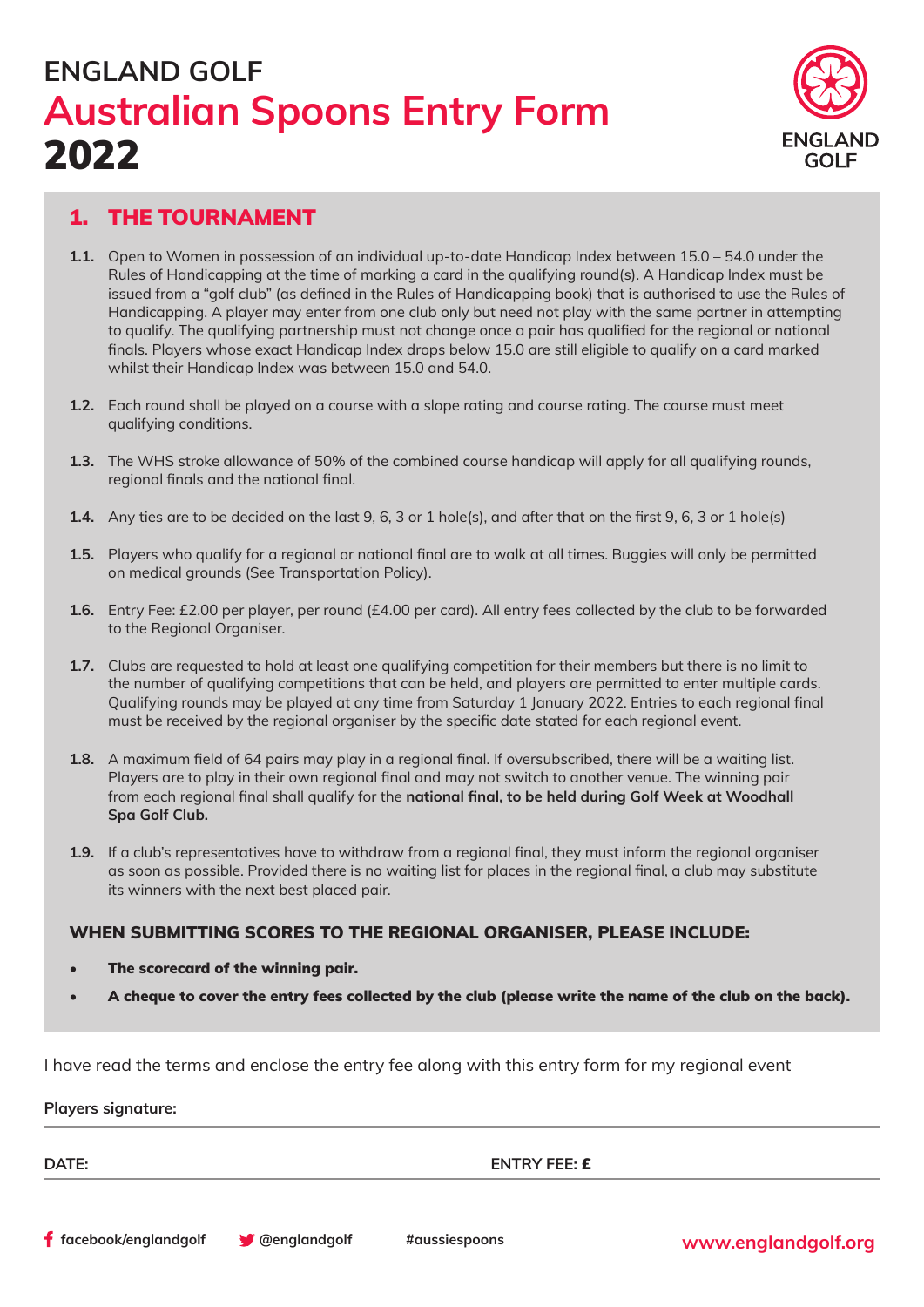# ENGLAND GOLF
# Australian Spoons Entry Form
# 2022

ENGLAND GOLF

## 1. THE TOURNAMENT

**1.1.** Open to Women in possession of an individual up-to-date Handicap Index between 15.0 – 54.0 under the Rules of Handicapping at the time of marking a card in the qualifying round(s). A Handicap Index must be issued from a "golf club" (as defined in the Rules of Handicapping book) that is authorised to use the Rules of Handicapping. A player may enter from one club only but need not play with the same partner in attempting to qualify. The qualifying partnership must not change once a pair has qualified for the regional or national finals. Players whose exact Handicap Index drops below 15.0 are still eligible to qualify on a card marked whilst their Handicap Index was between 15.0 and 54.0.

**1.2.** Each round shall be played on a course with a slope rating and course rating. The course must meet qualifying conditions.

**1.3.** The WHS stroke allowance of 50% of the combined course handicap will apply for all qualifying rounds, regional finals and the national final.

**1.4.** Any ties are to be decided on the last 9, 6, 3 or 1 hole(s), and after that on the first 9, 6, 3 or 1 hole(s)

**1.5.** Players who qualify for a regional or national final are to walk at all times. Buggies will only be permitted on medical grounds (See Transportation Policy).

**1.6.** Entry Fee: £2.00 per player, per round (£4.00 per card). All entry fees collected by the club to be forwarded to the Regional Organiser.

**1.7.** Clubs are requested to hold at least one qualifying competition for their members but there is no limit to the number of qualifying competitions that can be held, and players are permitted to enter multiple cards. Qualifying rounds may be played at any time from Saturday 1 January 2022. Entries to each regional final must be received by the regional organiser by the specific date stated for each regional event.

**1.8.** A maximum field of 64 pairs may play in a regional final. If oversubscribed, there will be a waiting list. Players are to play in their own regional final and may not switch to another venue. The winning pair from each regional final shall qualify for the **national final, to be held during Golf Week at Woodhall Spa Golf Club.**

**1.9.** If a club's representatives have to withdraw from a regional final, they must inform the regional organiser as soon as possible. Provided there is no waiting list for places in the regional final, a club may substitute its winners with the next best placed pair.

### WHEN SUBMITTING SCORES TO THE REGIONAL ORGANISER, PLEASE INCLUDE:

- **The scorecard of the winning pair.**
- **A cheque to cover the entry fees collected by the club (please write the name of the club on the back).**

I have read the terms and enclose the entry fee along with this entry form for my regional event

**Players signature:**

**DATE:** **ENTRY FEE: £**

facebook/englandgolf @englandgolf #aussiespoons www.englandgolf.org